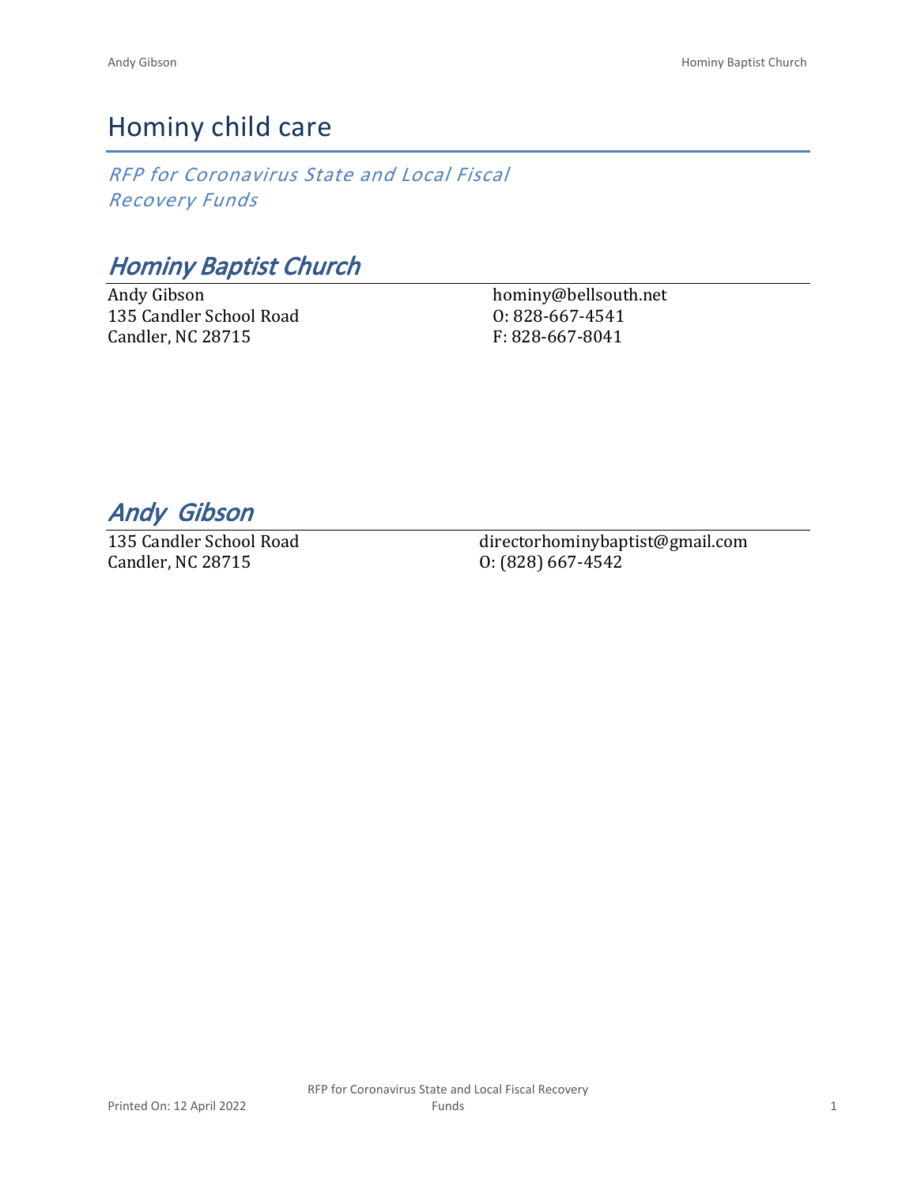# Hominy child care

*RFP for Coronavirus State and Local Fiscal Recovery Funds*

## *Hominy Baptist Church*

Andy Gibson
135 Candler School Road
Candler, NC 28715

hominy@bellsouth.net
O: 828-667-4541
F: 828-667-8041

## *Andy Gibson*

135 Candler School Road
Candler, NC 28715

directorhominybaptist@gmail.com
O: (828) 667-4542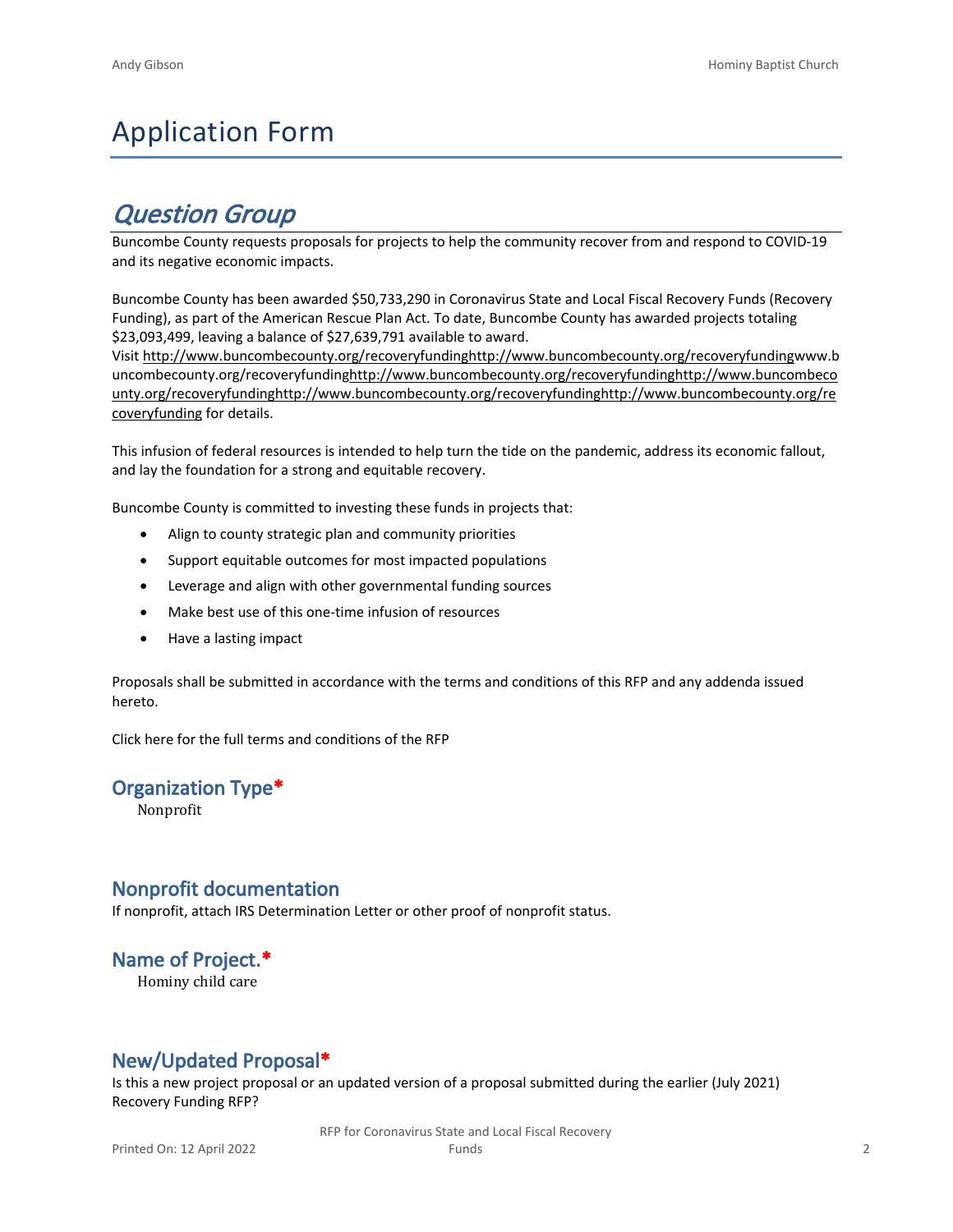# Application Form

## *Question Group*

Buncombe County requests proposals for projects to help the community recover from and respond to COVID-19 and its negative economic impacts.

Buncombe County has been awarded $50,733,290 in Coronavirus State and Local Fiscal Recovery Funds (Recovery Funding), as part of the American Rescue Plan Act. To date, Buncombe County has awarded projects totaling $23,093,499, leaving a balance of $27,639,791 available to award.
Visit http://www.buncombecounty.org/recoveryfundinghttp://www.buncombecounty.org/recoveryfundingwww.buncombecounty.org/recoveryfundinghttp://www.buncombecounty.org/recoveryfundinghttp://www.buncombecounty.org/recoveryfundinghttp://www.buncombecounty.org/recoveryfundinghttp://www.buncombecounty.org/recoveryfunding for details.

This infusion of federal resources is intended to help turn the tide on the pandemic, address its economic fallout, and lay the foundation for a strong and equitable recovery.

Buncombe County is committed to investing these funds in projects that:

- Align to county strategic plan and community priorities
- Support equitable outcomes for most impacted populations
- Leverage and align with other governmental funding sources
- Make best use of this one-time infusion of resources
- Have a lasting impact

Proposals shall be submitted in accordance with the terms and conditions of this RFP and any addenda issued hereto.

Click here for the full terms and conditions of the RFP

### Organization Type*

Nonprofit

### Nonprofit documentation

If nonprofit, attach IRS Determination Letter or other proof of nonprofit status.

### Name of Project.*

Hominy child care

### New/Updated Proposal*

Is this a new project proposal or an updated version of a proposal submitted during the earlier (July 2021) Recovery Funding RFP?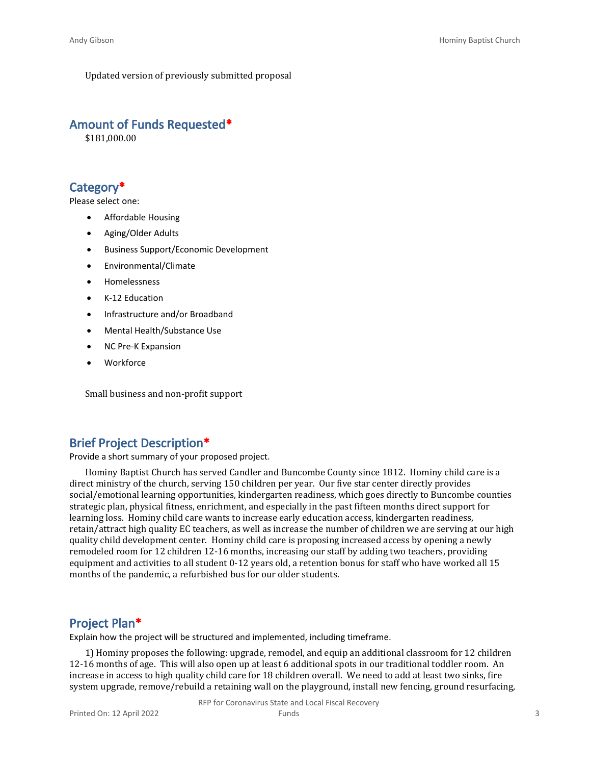Updated version of previously submitted proposal

## Amount of Funds Requested*

$181,000.00

## Category*

Please select one:

- Affordable Housing
- Aging/Older Adults
- Business Support/Economic Development
- Environmental/Climate
- Homelessness
- K-12 Education
- Infrastructure and/or Broadband
- Mental Health/Substance Use
- NC Pre-K Expansion
- Workforce

Small business and non-profit support

## Brief Project Description*

Provide a short summary of your proposed project.

Hominy Baptist Church has served Candler and Buncombe County since 1812. Hominy child care is a direct ministry of the church, serving 150 children per year. Our five star center directly provides social/emotional learning opportunities, kindergarten readiness, which goes directly to Buncombe counties strategic plan, physical fitness, enrichment, and especially in the past fifteen months direct support for learning loss. Hominy child care wants to increase early education access, kindergarten readiness, retain/attract high quality EC teachers, as well as increase the number of children we are serving at our high quality child development center. Hominy child care is proposing increased access by opening a newly remodeled room for 12 children 12-16 months, increasing our staff by adding two teachers, providing equipment and activities to all student 0-12 years old, a retention bonus for staff who have worked all 15 months of the pandemic, a refurbished bus for our older students.

## Project Plan*

Explain how the project will be structured and implemented, including timeframe.

1) Hominy proposes the following: upgrade, remodel, and equip an additional classroom for 12 children 12-16 months of age. This will also open up at least 6 additional spots in our traditional toddler room. An increase in access to high quality child care for 18 children overall. We need to add at least two sinks, fire system upgrade, remove/rebuild a retaining wall on the playground, install new fencing, ground resurfacing,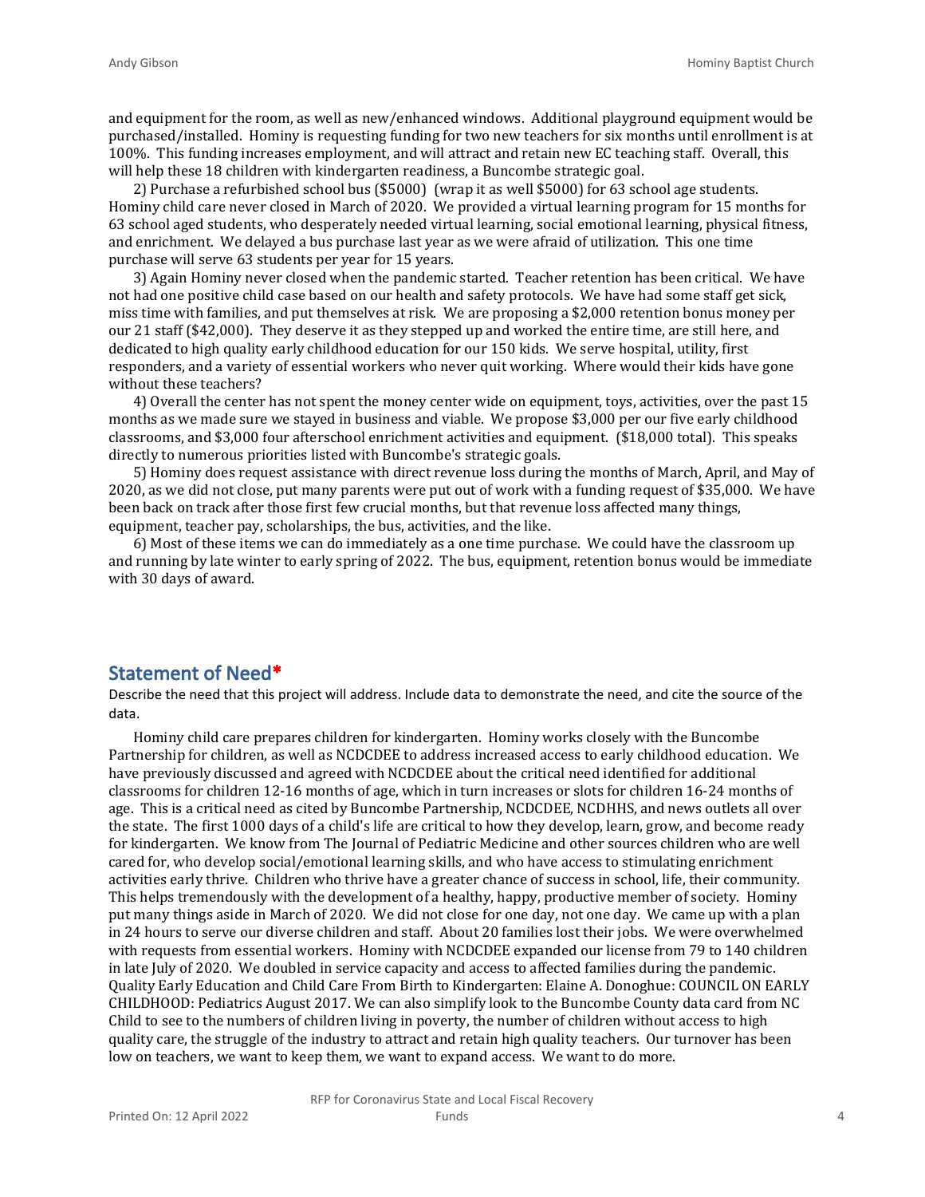and equipment for the room, as well as new/enhanced windows. Additional playground equipment would be purchased/installed. Hominy is requesting funding for two new teachers for six months until enrollment is at 100%. This funding increases employment, and will attract and retain new EC teaching staff. Overall, this will help these 18 children with kindergarten readiness, a Buncombe strategic goal.

2) Purchase a refurbished school bus ($5000) (wrap it as well $5000) for 63 school age students. Hominy child care never closed in March of 2020. We provided a virtual learning program for 15 months for 63 school aged students, who desperately needed virtual learning, social emotional learning, physical fitness, and enrichment. We delayed a bus purchase last year as we were afraid of utilization. This one time purchase will serve 63 students per year for 15 years.

3) Again Hominy never closed when the pandemic started. Teacher retention has been critical. We have not had one positive child case based on our health and safety protocols. We have had some staff get sick, miss time with families, and put themselves at risk. We are proposing a $2,000 retention bonus money per our 21 staff ($42,000). They deserve it as they stepped up and worked the entire time, are still here, and dedicated to high quality early childhood education for our 150 kids. We serve hospital, utility, first responders, and a variety of essential workers who never quit working. Where would their kids have gone without these teachers?

4) Overall the center has not spent the money center wide on equipment, toys, activities, over the past 15 months as we made sure we stayed in business and viable. We propose $3,000 per our five early childhood classrooms, and $3,000 four afterschool enrichment activities and equipment. ($18,000 total). This speaks directly to numerous priorities listed with Buncombe's strategic goals.

5) Hominy does request assistance with direct revenue loss during the months of March, April, and May of 2020, as we did not close, put many parents were put out of work with a funding request of $35,000. We have been back on track after those first few crucial months, but that revenue loss affected many things, equipment, teacher pay, scholarships, the bus, activities, and the like.

6) Most of these items we can do immediately as a one time purchase. We could have the classroom up and running by late winter to early spring of 2022. The bus, equipment, retention bonus would be immediate with 30 days of award.

## Statement of Need*

Describe the need that this project will address. Include data to demonstrate the need, and cite the source of the data.

Hominy child care prepares children for kindergarten. Hominy works closely with the Buncombe Partnership for children, as well as NCDCDEE to address increased access to early childhood education. We have previously discussed and agreed with NCDCDEE about the critical need identified for additional classrooms for children 12-16 months of age, which in turn increases or slots for children 16-24 months of age. This is a critical need as cited by Buncombe Partnership, NCDCDEE, NCDHHS, and news outlets all over the state. The first 1000 days of a child's life are critical to how they develop, learn, grow, and become ready for kindergarten. We know from The Journal of Pediatric Medicine and other sources children who are well cared for, who develop social/emotional learning skills, and who have access to stimulating enrichment activities early thrive. Children who thrive have a greater chance of success in school, life, their community. This helps tremendously with the development of a healthy, happy, productive member of society. Hominy put many things aside in March of 2020. We did not close for one day, not one day. We came up with a plan in 24 hours to serve our diverse children and staff. About 20 families lost their jobs. We were overwhelmed with requests from essential workers. Hominy with NCDCDEE expanded our license from 79 to 140 children in late July of 2020. We doubled in service capacity and access to affected families during the pandemic. Quality Early Education and Child Care From Birth to Kindergarten: Elaine A. Donoghue: COUNCIL ON EARLY CHILDHOOD: Pediatrics August 2017. We can also simplify look to the Buncombe County data card from NC Child to see to the numbers of children living in poverty, the number of children without access to high quality care, the struggle of the industry to attract and retain high quality teachers. Our turnover has been low on teachers, we want to keep them, we want to expand access. We want to do more.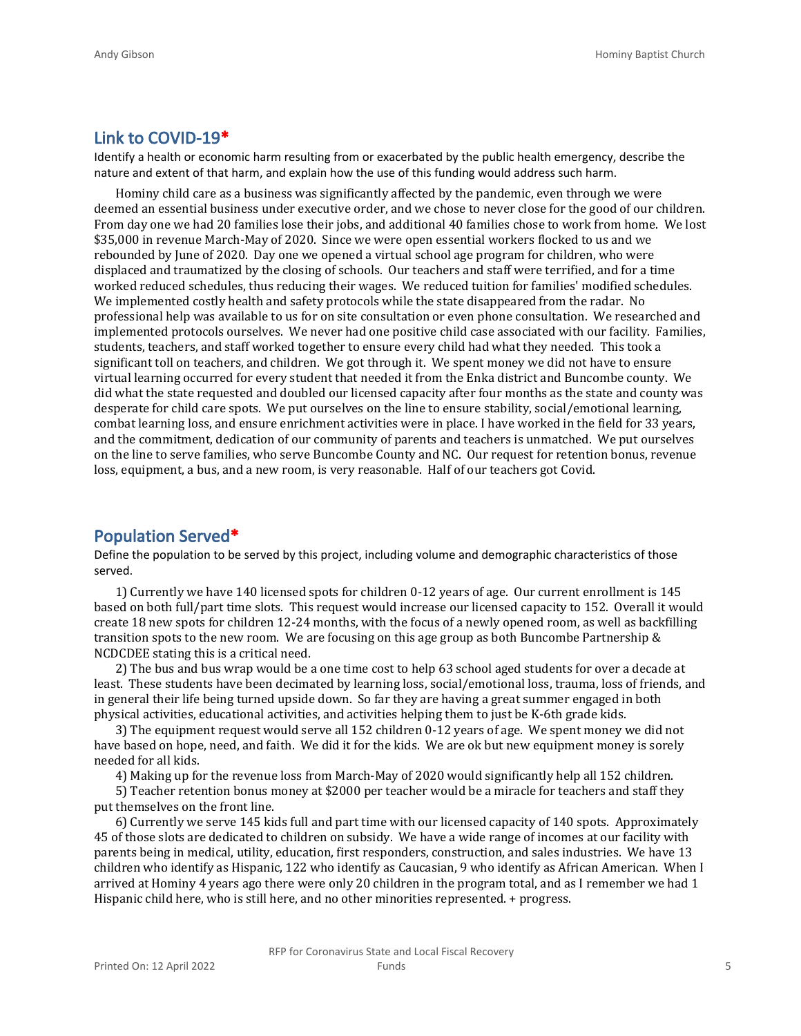## Link to COVID-19*

Identify a health or economic harm resulting from or exacerbated by the public health emergency, describe the nature and extent of that harm, and explain how the use of this funding would address such harm.

Hominy child care as a business was significantly affected by the pandemic, even through we were deemed an essential business under executive order, and we chose to never close for the good of our children. From day one we had 20 families lose their jobs, and additional 40 families chose to work from home. We lost $35,000 in revenue March-May of 2020. Since we were open essential workers flocked to us and we rebounded by June of 2020. Day one we opened a virtual school age program for children, who were displaced and traumatized by the closing of schools. Our teachers and staff were terrified, and for a time worked reduced schedules, thus reducing their wages. We reduced tuition for families' modified schedules. We implemented costly health and safety protocols while the state disappeared from the radar. No professional help was available to us for on site consultation or even phone consultation. We researched and implemented protocols ourselves. We never had one positive child case associated with our facility. Families, students, teachers, and staff worked together to ensure every child had what they needed. This took a significant toll on teachers, and children. We got through it. We spent money we did not have to ensure virtual learning occurred for every student that needed it from the Enka district and Buncombe county. We did what the state requested and doubled our licensed capacity after four months as the state and county was desperate for child care spots. We put ourselves on the line to ensure stability, social/emotional learning, combat learning loss, and ensure enrichment activities were in place. I have worked in the field for 33 years, and the commitment, dedication of our community of parents and teachers is unmatched. We put ourselves on the line to serve families, who serve Buncombe County and NC. Our request for retention bonus, revenue loss, equipment, a bus, and a new room, is very reasonable. Half of our teachers got Covid.

## Population Served*

Define the population to be served by this project, including volume and demographic characteristics of those served.

1) Currently we have 140 licensed spots for children 0-12 years of age. Our current enrollment is 145 based on both full/part time slots. This request would increase our licensed capacity to 152. Overall it would create 18 new spots for children 12-24 months, with the focus of a newly opened room, as well as backfilling transition spots to the new room. We are focusing on this age group as both Buncombe Partnership & NCDCDEE stating this is a critical need.

2) The bus and bus wrap would be a one time cost to help 63 school aged students for over a decade at least. These students have been decimated by learning loss, social/emotional loss, trauma, loss of friends, and in general their life being turned upside down. So far they are having a great summer engaged in both physical activities, educational activities, and activities helping them to just be K-6th grade kids.

3) The equipment request would serve all 152 children 0-12 years of age. We spent money we did not have based on hope, need, and faith. We did it for the kids. We are ok but new equipment money is sorely needed for all kids.

4) Making up for the revenue loss from March-May of 2020 would significantly help all 152 children.

5) Teacher retention bonus money at $2000 per teacher would be a miracle for teachers and staff they put themselves on the front line.

6) Currently we serve 145 kids full and part time with our licensed capacity of 140 spots. Approximately 45 of those slots are dedicated to children on subsidy. We have a wide range of incomes at our facility with parents being in medical, utility, education, first responders, construction, and sales industries. We have 13 children who identify as Hispanic, 122 who identify as Caucasian, 9 who identify as African American. When I arrived at Hominy 4 years ago there were only 20 children in the program total, and as I remember we had 1 Hispanic child here, who is still here, and no other minorities represented. + progress.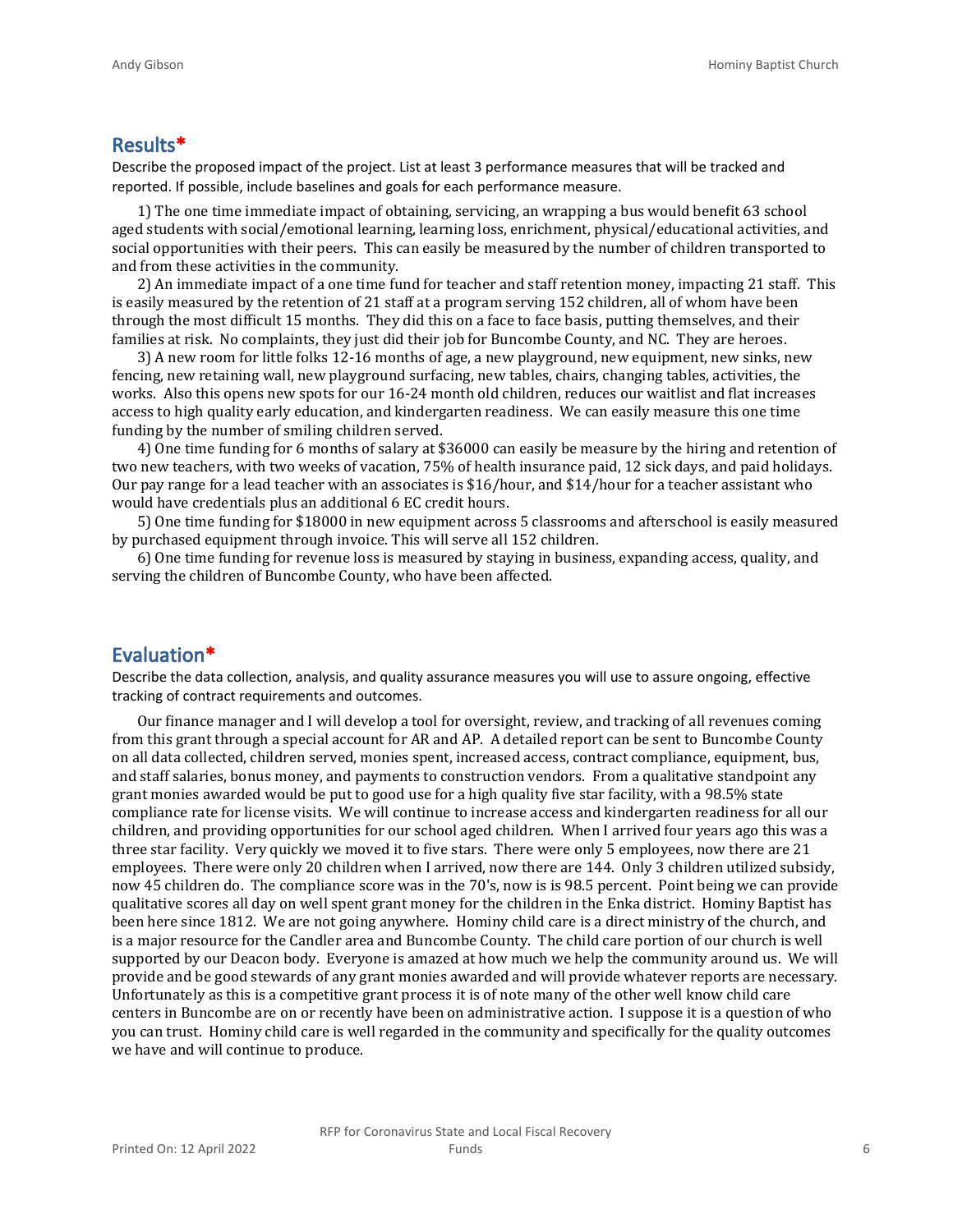## Results*

Describe the proposed impact of the project. List at least 3 performance measures that will be tracked and reported. If possible, include baselines and goals for each performance measure.

1) The one time immediate impact of obtaining, servicing, an wrapping a bus would benefit 63 school aged students with social/emotional learning, learning loss, enrichment, physical/educational activities, and social opportunities with their peers. This can easily be measured by the number of children transported to and from these activities in the community.

2) An immediate impact of a one time fund for teacher and staff retention money, impacting 21 staff. This is easily measured by the retention of 21 staff at a program serving 152 children, all of whom have been through the most difficult 15 months. They did this on a face to face basis, putting themselves, and their families at risk. No complaints, they just did their job for Buncombe County, and NC. They are heroes.

3) A new room for little folks 12-16 months of age, a new playground, new equipment, new sinks, new fencing, new retaining wall, new playground surfacing, new tables, chairs, changing tables, activities, the works. Also this opens new spots for our 16-24 month old children, reduces our waitlist and flat increases access to high quality early education, and kindergarten readiness. We can easily measure this one time funding by the number of smiling children served.

4) One time funding for 6 months of salary at $36000 can easily be measure by the hiring and retention of two new teachers, with two weeks of vacation, 75% of health insurance paid, 12 sick days, and paid holidays. Our pay range for a lead teacher with an associates is $16/hour, and $14/hour for a teacher assistant who would have credentials plus an additional 6 EC credit hours.

5) One time funding for $18000 in new equipment across 5 classrooms and afterschool is easily measured by purchased equipment through invoice. This will serve all 152 children.

6) One time funding for revenue loss is measured by staying in business, expanding access, quality, and serving the children of Buncombe County, who have been affected.

## Evaluation*

Describe the data collection, analysis, and quality assurance measures you will use to assure ongoing, effective tracking of contract requirements and outcomes.

Our finance manager and I will develop a tool for oversight, review, and tracking of all revenues coming from this grant through a special account for AR and AP. A detailed report can be sent to Buncombe County on all data collected, children served, monies spent, increased access, contract compliance, equipment, bus, and staff salaries, bonus money, and payments to construction vendors. From a qualitative standpoint any grant monies awarded would be put to good use for a high quality five star facility, with a 98.5% state compliance rate for license visits. We will continue to increase access and kindergarten readiness for all our children, and providing opportunities for our school aged children. When I arrived four years ago this was a three star facility. Very quickly we moved it to five stars. There were only 5 employees, now there are 21 employees. There were only 20 children when I arrived, now there are 144. Only 3 children utilized subsidy, now 45 children do. The compliance score was in the 70's, now is is 98.5 percent. Point being we can provide qualitative scores all day on well spent grant money for the children in the Enka district. Hominy Baptist has been here since 1812. We are not going anywhere. Hominy child care is a direct ministry of the church, and is a major resource for the Candler area and Buncombe County. The child care portion of our church is well supported by our Deacon body. Everyone is amazed at how much we help the community around us. We will provide and be good stewards of any grant monies awarded and will provide whatever reports are necessary. Unfortunately as this is a competitive grant process it is of note many of the other well know child care centers in Buncombe are on or recently have been on administrative action. I suppose it is a question of who you can trust. Hominy child care is well regarded in the community and specifically for the quality outcomes we have and will continue to produce.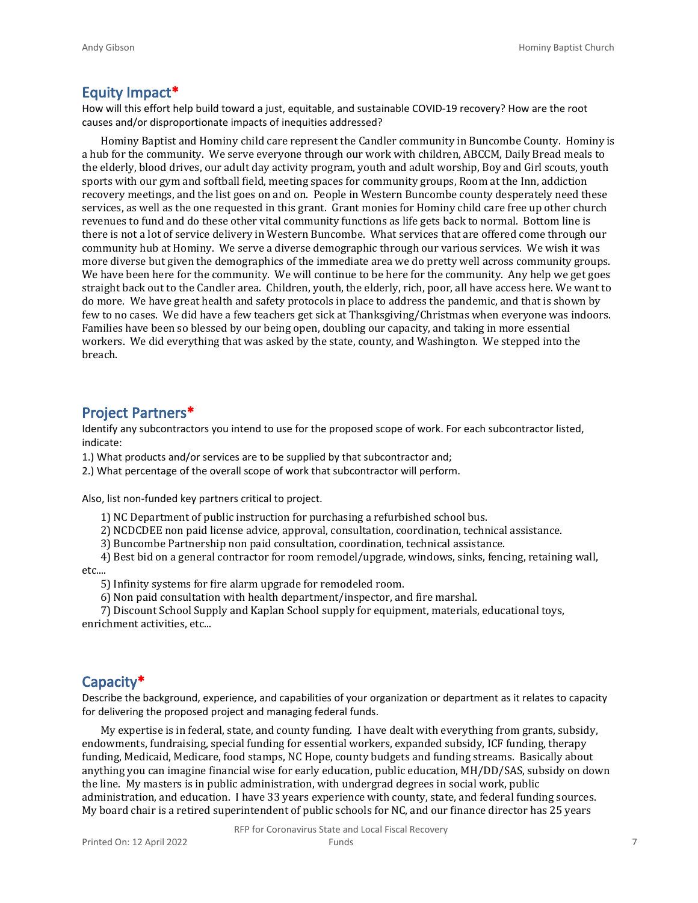## Equity Impact*

How will this effort help build toward a just, equitable, and sustainable COVID-19 recovery? How are the root causes and/or disproportionate impacts of inequities addressed?

Hominy Baptist and Hominy child care represent the Candler community in Buncombe County. Hominy is a hub for the community. We serve everyone through our work with children, ABCCM, Daily Bread meals to the elderly, blood drives, our adult day activity program, youth and adult worship, Boy and Girl scouts, youth sports with our gym and softball field, meeting spaces for community groups, Room at the Inn, addiction recovery meetings, and the list goes on and on. People in Western Buncombe county desperately need these services, as well as the one requested in this grant. Grant monies for Hominy child care free up other church revenues to fund and do these other vital community functions as life gets back to normal. Bottom line is there is not a lot of service delivery in Western Buncombe. What services that are offered come through our community hub at Hominy. We serve a diverse demographic through our various services. We wish it was more diverse but given the demographics of the immediate area we do pretty well across community groups. We have been here for the community. We will continue to be here for the community. Any help we get goes straight back out to the Candler area. Children, youth, the elderly, rich, poor, all have access here. We want to do more. We have great health and safety protocols in place to address the pandemic, and that is shown by few to no cases. We did have a few teachers get sick at Thanksgiving/Christmas when everyone was indoors. Families have been so blessed by our being open, doubling our capacity, and taking in more essential workers. We did everything that was asked by the state, county, and Washington. We stepped into the breach.

## Project Partners*

Identify any subcontractors you intend to use for the proposed scope of work. For each subcontractor listed, indicate:

1.) What products and/or services are to be supplied by that subcontractor and;

2.) What percentage of the overall scope of work that subcontractor will perform.

Also, list non-funded key partners critical to project.

1) NC Department of public instruction for purchasing a refurbished school bus.

2) NCDCDEE non paid license advice, approval, consultation, coordination, technical assistance.

3) Buncombe Partnership non paid consultation, coordination, technical assistance.

4) Best bid on a general contractor for room remodel/upgrade, windows, sinks, fencing, retaining wall, etc....

5) Infinity systems for fire alarm upgrade for remodeled room.

6) Non paid consultation with health department/inspector, and fire marshal.

7) Discount School Supply and Kaplan School supply for equipment, materials, educational toys, enrichment activities, etc...

## Capacity*

Describe the background, experience, and capabilities of your organization or department as it relates to capacity for delivering the proposed project and managing federal funds.

My expertise is in federal, state, and county funding. I have dealt with everything from grants, subsidy, endowments, fundraising, special funding for essential workers, expanded subsidy, ICF funding, therapy funding, Medicaid, Medicare, food stamps, NC Hope, county budgets and funding streams. Basically about anything you can imagine financial wise for early education, public education, MH/DD/SAS, subsidy on down the line. My masters is in public administration, with undergrad degrees in social work, public administration, and education. I have 33 years experience with county, state, and federal funding sources. My board chair is a retired superintendent of public schools for NC, and our finance director has 25 years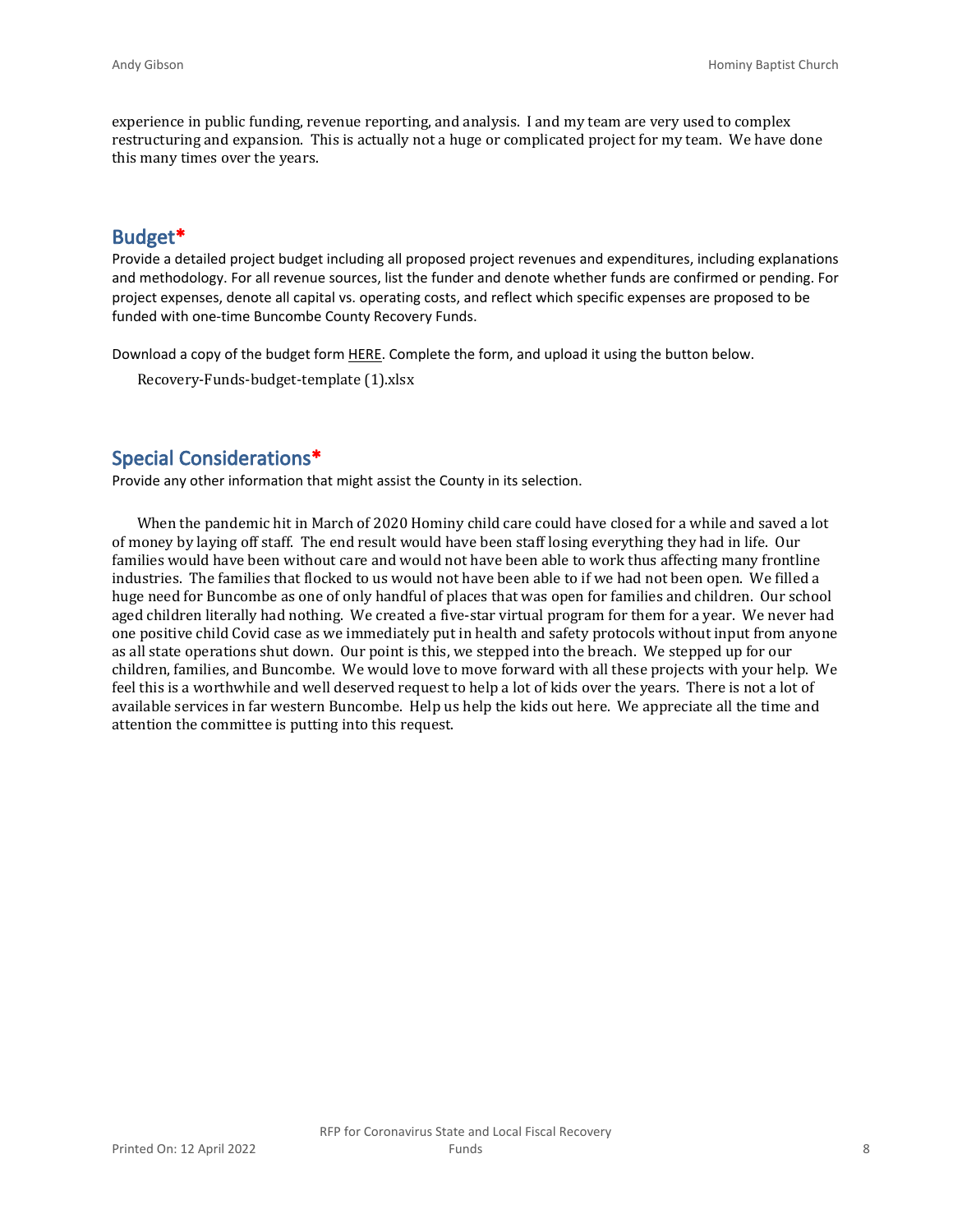experience in public funding, revenue reporting, and analysis. I and my team are very used to complex restructuring and expansion. This is actually not a huge or complicated project for my team. We have done this many times over the years.

## Budget*

Provide a detailed project budget including all proposed project revenues and expenditures, including explanations and methodology. For all revenue sources, list the funder and denote whether funds are confirmed or pending. For project expenses, denote all capital vs. operating costs, and reflect which specific expenses are proposed to be funded with one-time Buncombe County Recovery Funds.

Download a copy of the budget form HERE. Complete the form, and upload it using the button below.

Recovery-Funds-budget-template (1).xlsx

## Special Considerations*

Provide any other information that might assist the County in its selection.

When the pandemic hit in March of 2020 Hominy child care could have closed for a while and saved a lot of money by laying off staff. The end result would have been staff losing everything they had in life. Our families would have been without care and would not have been able to work thus affecting many frontline industries. The families that flocked to us would not have been able to if we had not been open. We filled a huge need for Buncombe as one of only handful of places that was open for families and children. Our school aged children literally had nothing. We created a five-star virtual program for them for a year. We never had one positive child Covid case as we immediately put in health and safety protocols without input from anyone as all state operations shut down. Our point is this, we stepped into the breach. We stepped up for our children, families, and Buncombe. We would love to move forward with all these projects with your help. We feel this is a worthwhile and well deserved request to help a lot of kids over the years. There is not a lot of available services in far western Buncombe. Help us help the kids out here. We appreciate all the time and attention the committee is putting into this request.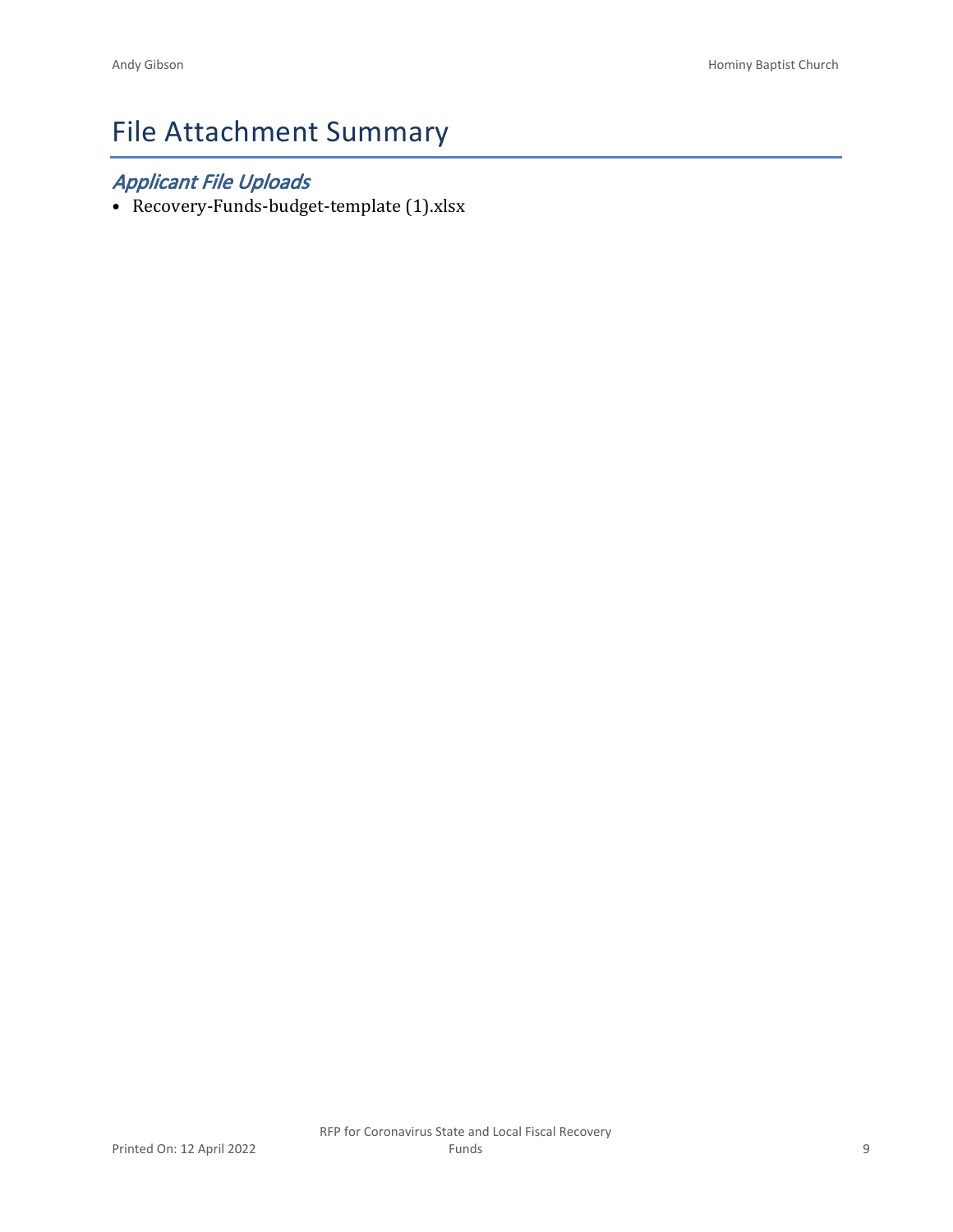# File Attachment Summary

## *Applicant File Uploads*

- Recovery-Funds-budget-template (1).xlsx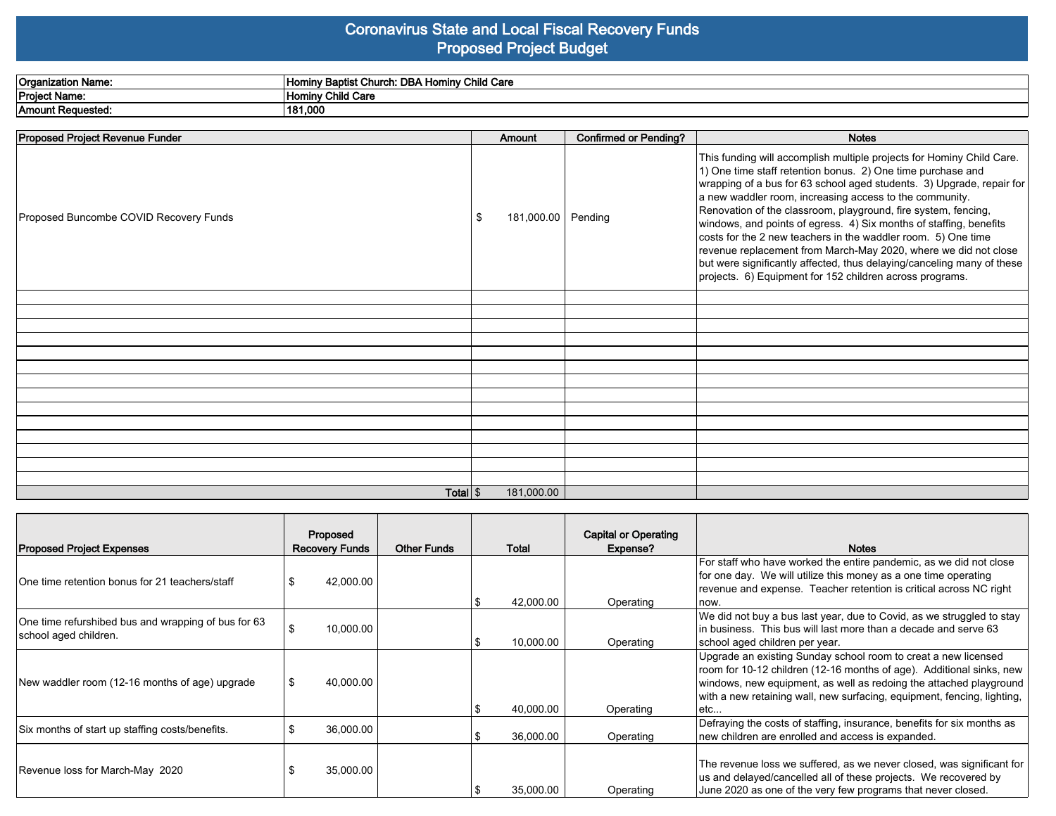# Coronavirus State and Local Fiscal Recovery Funds
## Proposed Project Budget

| | |
|---|---|
| **Organization Name:** | **Hominy Baptist Church: DBA Hominy Child Care** |
| **Project Name:** | **Hominy Child Care** |
| **Amount Requested:** | **181,000** |

| Proposed Project Revenue Funder | Amount | Confirmed or Pending? | Notes |
|---|---|---|---|
| Proposed Buncombe COVID Recovery Funds | $ 181,000.00 | Pending | This funding will accomplish multiple projects for Hominy Child Care. 1) One time staff retention bonus. 2) One time purchase and wrapping of a bus for 63 school aged students. 3) Upgrade, repair for a new waddler room, increasing access to the community. Renovation of the classroom, playground, fire system, fencing, windows, and points of egress. 4) Six months of staffing, benefits costs for the 2 new teachers in the waddler room. 5) One time revenue replacement from March-May 2020, where we did not close but were significantly affected, thus delaying/canceling many of these projects. 6) Equipment for 152 children across programs. |
| | | | |
| | | | |
| | | | |
| | | | |
| | | | |
| | | | |
| | | | |
| | | | |
| | | | |
| | | | |
| | | | |
| | | | |
| | | | |
| | | | |
| **Total** | $ 181,000.00 | | |

| Proposed Project Expenses | Proposed Recovery Funds | Other Funds | Total | Capital or Operating Expense? | Notes |
|---|---|---|---|---|---|
| One time retention bonus for 21 teachers/staff | $ 42,000.00 | | $ 42,000.00 | Operating | For staff who have worked the entire pandemic, as we did not close for one day. We will utilize this money as a one time operating revenue and expense. Teacher retention is critical across NC right now. |
| One time refurshibed bus and wrapping of bus for 63 school aged children. | $ 10,000.00 | | $ 10,000.00 | Operating | We did not buy a bus last year, due to Covid, as we struggled to stay in business. This bus will last more than a decade and serve 63 school aged children per year. |
| New waddler room (12-16 months of age) upgrade | $ 40,000.00 | | $ 40,000.00 | Operating | Upgrade an existing Sunday school room to creat a new licensed room for 10-12 children (12-16 months of age). Additional sinks, new windows, new equipment, as well as redoing the attached playground with a new retaining wall, new surfacing, equipment, fencing, lighting, etc... |
| Six months of start up staffing costs/benefits. | $ 36,000.00 | | $ 36,000.00 | Operating | Defraying the costs of staffing, insurance, benefits for six months as new children are enrolled and access is expanded. |
| Revenue loss for March-May 2020 | $ 35,000.00 | | $ 35,000.00 | Operating | The revenue loss we suffered, as we never closed, was significant for us and delayed/cancelled all of these projects. We recovered by June 2020 as one of the very few programs that never closed. |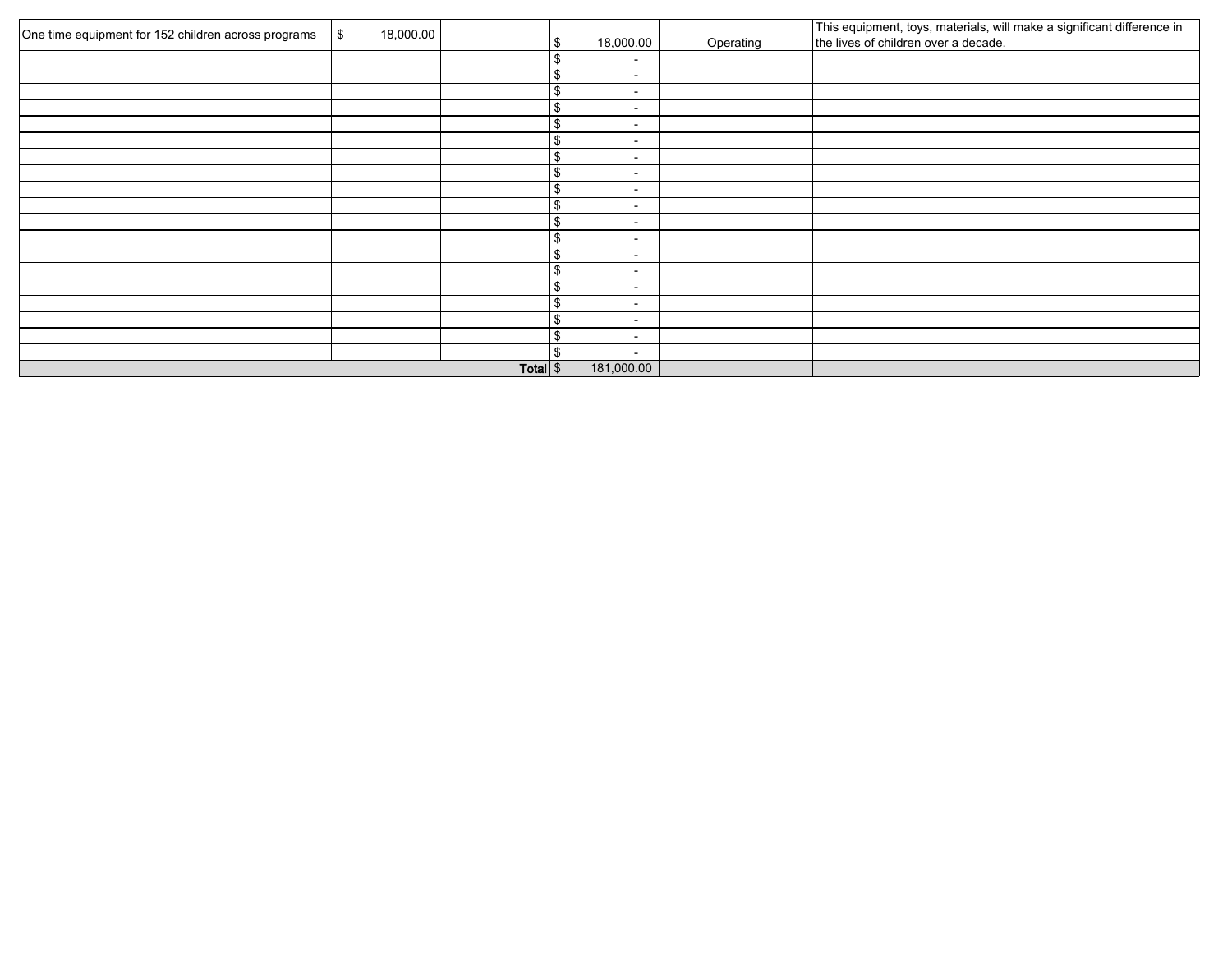| | | | | | |
|---|---|---|---|---|---|
| One time equipment for 152 children across programs | $ 18,000.00 | | $ 18,000.00 | Operating | This equipment, toys, materials, will make a significant difference in the lives of children over a decade. |
| | | | $ - | | |
| | | | $ - | | |
| | | | $ - | | |
| | | | $ - | | |
| | | | $ - | | |
| | | | $ - | | |
| | | | $ - | | |
| | | | $ - | | |
| | | | $ - | | |
| | | | $ - | | |
| | | | $ - | | |
| | | | $ - | | |
| | | | $ - | | |
| | | | $ - | | |
| | | | $ - | | |
| | | | $ - | | |
| | | | $ - | | |
| | | | $ - | | |
| | | | $ - | | |
| | | **Total** | $ 181,000.00 | | |